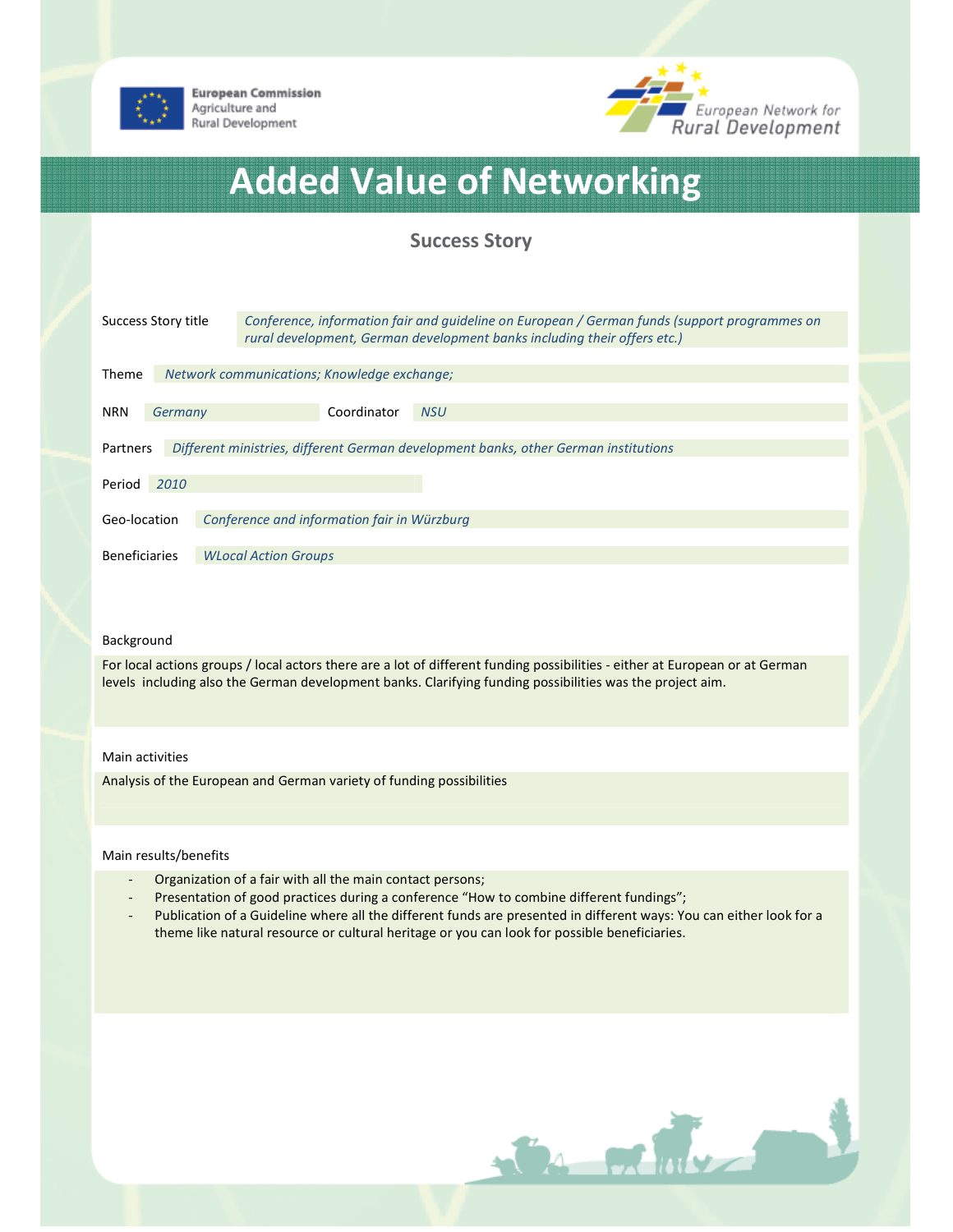European Commission
Agriculture and
Rural Development

European Network for
Rural Development

# Added Value of Networking

## Success Story

Success Story title *Conference, information fair and guideline on European / German funds (support programmes on rural development, German development banks including their offers etc.)*

Theme *Network communications; Knowledge exchange;*

NRN *Germany* Coordinator *NSU*

Partners *Different ministries, different German development banks, other German institutions*

Period *2010*

Geo-location *Conference and information fair in Würzburg*

Beneficiaries *WLocal Action Groups*

Background

For local actions groups / local actors there are a lot of different funding possibilities - either at European or at German levels including also the German development banks. Clarifying funding possibilities was the project aim.

Main activities

Analysis of the European and German variety of funding possibilities

Main results/benefits

- Organization of a fair with all the main contact persons;
- Presentation of good practices during a conference "How to combine different fundings";
- Publication of a Guideline where all the different funds are presented in different ways: You can either look for a theme like natural resource or cultural heritage or you can look for possible beneficiaries.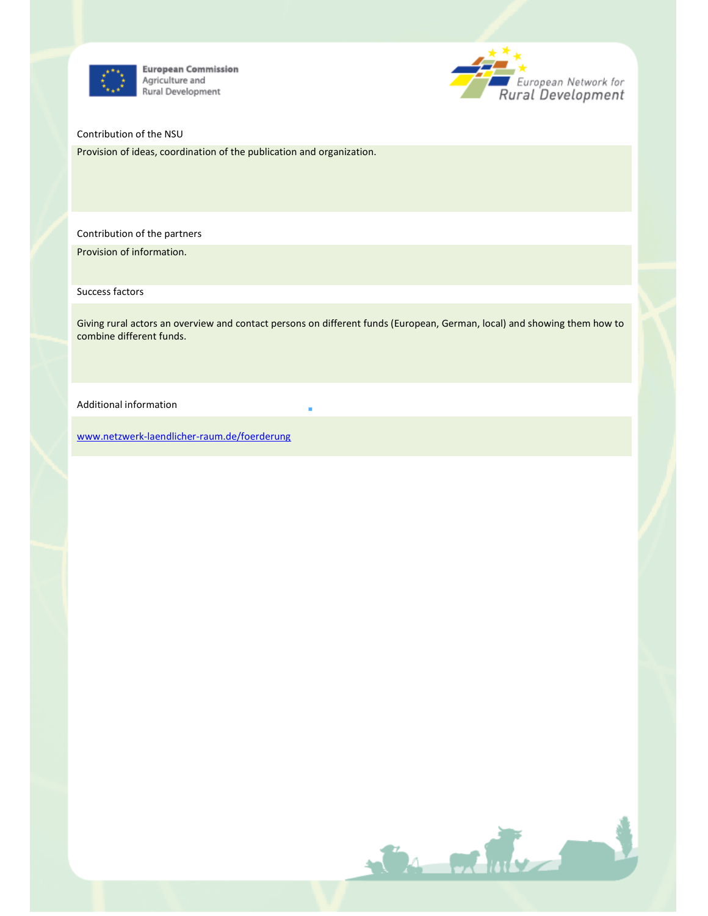Contribution of the NSU

Provision of ideas, coordination of the publication and organization.

Contribution of the partners

Provision of information.

Success factors

Giving rural actors an overview and contact persons on different funds (European, German, local) and showing them how to combine different funds.

Additional information

www.netzwerk-laendlicher-raum.de/foerderung